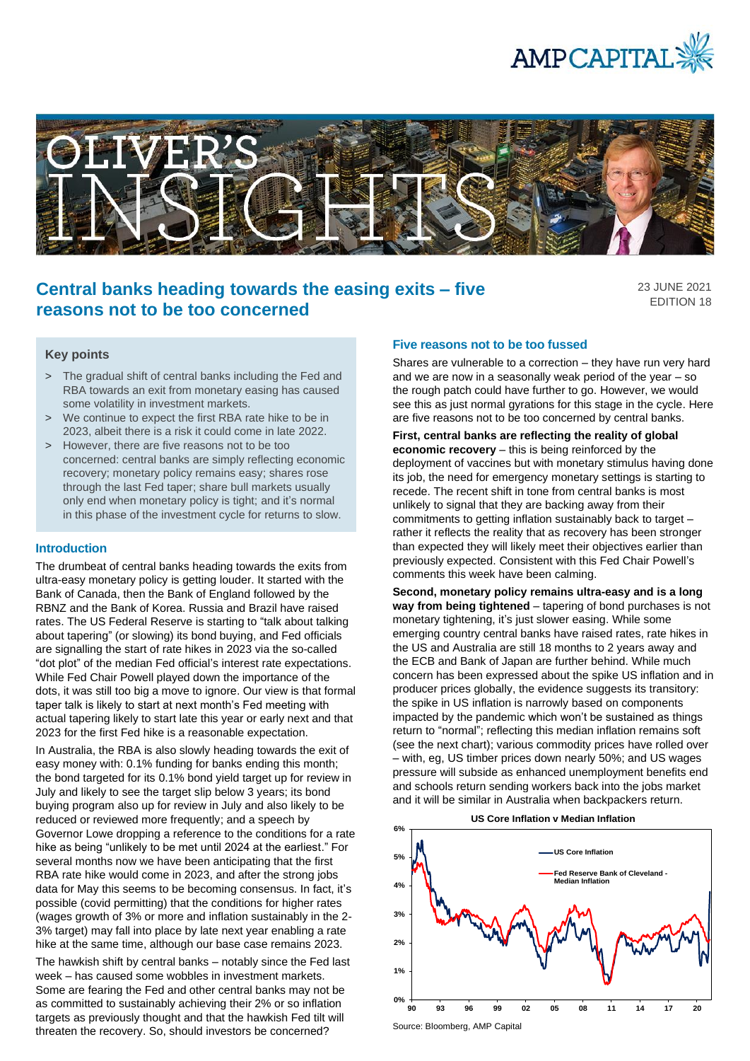# Central banks heading towards the easing exits – five reasons not to be too concerned

23 JUNE 2021
EDITION 18

## Key points

> The gradual shift of central banks including the Fed and RBA towards an exit from monetary easing has caused some volatility in investment markets.

> We continue to expect the first RBA rate hike to be in 2023, albeit there is a risk it could come in late 2022.

> However, there are five reasons not to be too concerned: central banks are simply reflecting economic recovery; monetary policy remains easy; shares rose through the last Fed taper; share bull markets usually only end when monetary policy is tight; and it's normal in this phase of the investment cycle for returns to slow.

## Introduction

The drumbeat of central banks heading towards the exits from ultra-easy monetary policy is getting louder. It started with the Bank of Canada, then the Bank of England followed by the RBNZ and the Bank of Korea. Russia and Brazil have raised rates. The US Federal Reserve is starting to "talk about talking about tapering" (or slowing) its bond buying, and Fed officials are signalling the start of rate hikes in 2023 via the so-called "dot plot" of the median Fed official's interest rate expectations. While Fed Chair Powell played down the importance of the dots, it was still too big a move to ignore. Our view is that formal taper talk is likely to start at next month's Fed meeting with actual tapering likely to start late this year or early next and that 2023 for the first Fed hike is a reasonable expectation.

In Australia, the RBA is also slowly heading towards the exit of easy money with: 0.1% funding for banks ending this month; the bond targeted for its 0.1% bond yield target up for review in July and likely to see the target slip below 3 years; its bond buying program also up for review in July and also likely to be reduced or reviewed more frequently; and a speech by Governor Lowe dropping a reference to the conditions for a rate hike as being "unlikely to be met until 2024 at the earliest." For several months now we have been anticipating that the first RBA rate hike would come in 2023, and after the strong jobs data for May this seems to be becoming consensus. In fact, it's possible (covid permitting) that the conditions for higher rates (wages growth of 3% or more and inflation sustainably in the 2-3% target) may fall into place by late next year enabling a rate hike at the same time, although our base case remains 2023.

The hawkish shift by central banks – notably since the Fed last week – has caused some wobbles in investment markets. Some are fearing the Fed and other central banks may not be as committed to sustainably achieving their 2% or so inflation targets as previously thought and that the hawkish Fed tilt will threaten the recovery. So, should investors be concerned?

## Five reasons not to be too fussed

Shares are vulnerable to a correction – they have run very hard and we are now in a seasonally weak period of the year – so the rough patch could have further to go. However, we would see this as just normal gyrations for this stage in the cycle. Here are five reasons not to be too concerned by central banks.

**First, central banks are reflecting the reality of global economic recovery** – this is being reinforced by the deployment of vaccines but with monetary stimulus having done its job, the need for emergency monetary settings is starting to recede. The recent shift in tone from central banks is most unlikely to signal that they are backing away from their commitments to getting inflation sustainably back to target – rather it reflects the reality that as recovery has been stronger than expected they will likely meet their objectives earlier than previously expected. Consistent with this Fed Chair Powell's comments this week have been calming.

**Second, monetary policy remains ultra-easy and is a long way from being tightened** – tapering of bond purchases is not monetary tightening, it's just slower easing. While some emerging country central banks have raised rates, rate hikes in the US and Australia are still 18 months to 2 years away and the ECB and Bank of Japan are further behind. While much concern has been expressed about the spike US inflation and in producer prices globally, the evidence suggests its transitory: the spike in US inflation is narrowly based on components impacted by the pandemic which won't be sustained as things return to "normal"; reflecting this median inflation remains soft (see the next chart); various commodity prices have rolled over – with, eg, US timber prices down nearly 50%; and US wages pressure will subside as enhanced unemployment benefits end and schools return sending workers back into the jobs market and it will be similar in Australia when backpackers return.

**US Core Inflation v Median Inflation**

Source: Bloomberg, AMP Capital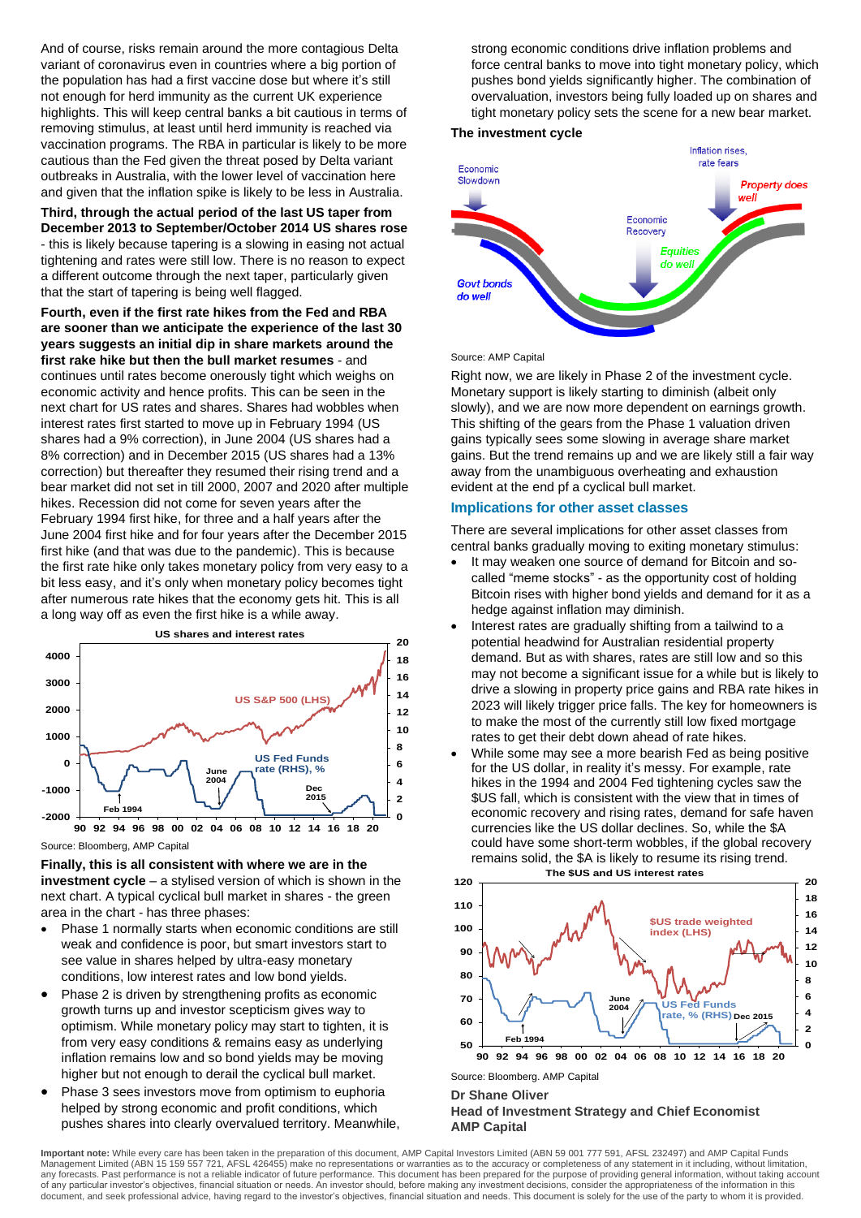And of course, risks remain around the more contagious Delta variant of coronavirus even in countries where a big portion of the population has had a first vaccine dose but where it's still not enough for herd immunity as the current UK experience highlights. This will keep central banks a bit cautious in terms of removing stimulus, at least until herd immunity is reached via vaccination programs. The RBA in particular is likely to be more cautious than the Fed given the threat posed by Delta variant outbreaks in Australia, with the lower level of vaccination here and given that the inflation spike is likely to be less in Australia.

**Third, through the actual period of the last US taper from December 2013 to September/October 2014 US shares rose** - this is likely because tapering is a slowing in easing not actual tightening and rates were still low. There is no reason to expect a different outcome through the next taper, particularly given that the start of tapering is being well flagged.

**Fourth, even if the first rate hikes from the Fed and RBA are sooner than we anticipate the experience of the last 30 years suggests an initial dip in share markets around the first rake hike but then the bull market resumes** - and continues until rates become onerously tight which weighs on economic activity and hence profits. This can be seen in the next chart for US rates and shares. Shares had wobbles when interest rates first started to move up in February 1994 (US shares had a 9% correction), in June 2004 (US shares had a 8% correction) and in December 2015 (US shares had a 13% correction) but thereafter they resumed their rising trend and a bear market did not set in till 2000, 2007 and 2020 after multiple hikes. Recession did not come for seven years after the February 1994 first hike, for three and a half years after the June 2004 first hike and for four years after the December 2015 first hike (and that was due to the pandemic). This is because the first rate hike only takes monetary policy from very easy to a bit less easy, and it's only when monetary policy becomes tight after numerous rate hikes that the economy gets hit. This is all a long way off as even the first hike is a while away.

US shares and interest rates

US S&P 500 (LHS)

US Fed Funds rate (RHS), %

Feb 1994

June 2004

Dec 2015

4000
3000
2000
1000
0
-1000
-2000

20
18
16
14
12
10
8
6
4
2
0

90 92 94 96 98 00 02 04 06 08 10 12 14 16 18 20

Source: Bloomberg, AMP Capital

**Finally, this is all consistent with where we are in the investment cycle** – a stylised version of which is shown in the next chart. A typical cyclical bull market in shares - the green area in the chart - has three phases:

- Phase 1 normally starts when economic conditions are still weak and confidence is poor, but smart investors start to see value in shares helped by ultra-easy monetary conditions, low interest rates and low bond yields.
- Phase 2 is driven by strengthening profits as economic growth turns up and investor scepticism gives way to optimism. While monetary policy may start to tighten, it is from very easy conditions & remains easy as underlying inflation remains low and so bond yields may be moving higher but not enough to derail the cyclical bull market.
- Phase 3 sees investors move from optimism to euphoria helped by strong economic and profit conditions, which pushes shares into clearly overvalued territory. Meanwhile, strong economic conditions drive inflation problems and force central banks to move into tight monetary policy, which pushes bond yields significantly higher. The combination of overvaluation, investors being fully loaded up on shares and tight monetary policy sets the scene for a new bear market.

**The investment cycle**

Economic Slowdown

Inflation rises, rate fears

Property does well

Economic Recovery

Equities do well

Govt bonds do well

Source: AMP Capital

Right now, we are likely in Phase 2 of the investment cycle. Monetary support is likely starting to diminish (albeit only slowly), and we are now more dependent on earnings growth. This shifting of the gears from the Phase 1 valuation driven gains typically sees some slowing in average share market gains. But the trend remains up and we are likely still a fair way away from the unambiguous overheating and exhaustion evident at the end pf a cyclical bull market.

## Implications for other asset classes

There are several implications for other asset classes from central banks gradually moving to exiting monetary stimulus:

- It may weaken one source of demand for Bitcoin and so-called "meme stocks" - as the opportunity cost of holding Bitcoin rises with higher bond yields and demand for it as a hedge against inflation may diminish.
- Interest rates are gradually shifting from a tailwind to a potential headwind for Australian residential property demand. But as with shares, rates are still low and so this may not become a significant issue for a while but is likely to drive a slowing in property price gains and RBA rate hikes in 2023 will likely trigger price falls. The key for homeowners is to make the most of the currently still low fixed mortgage rates to get their debt down ahead of rate hikes.
- While some may see a more bearish Fed as being positive for the US dollar, in reality it's messy. For example, rate hikes in the 1994 and 2004 Fed tightening cycles saw the $US fall, which is consistent with the view that in times of economic recovery and rising rates, demand for safe haven currencies like the US dollar declines. So, while the $A could have some short-term wobbles, if the global recovery remains solid, the $A is likely to resume its rising trend.

The $US and US interest rates

$US trade weighted index (LHS)

US Fed Funds rate, % (RHS)

Feb 1994

June 2004

Dec 2015

120
110
100
90
80
70
60
50

20
18
16
14
12
10
8
6
4
2
0

90 92 94 96 98 00 02 04 06 08 10 12 14 16 18 20

Source: Bloomberg. AMP Capital

**Dr Shane Oliver**
**Head of Investment Strategy and Chief Economist**
**AMP Capital**

**Important note:** While every care has been taken in the preparation of this document, AMP Capital Investors Limited (ABN 59 001 777 591, AFSL 232497) and AMP Capital Funds Management Limited (ABN 15 159 557 721, AFSL 426455) make no representations or warranties as to the accuracy or completeness of any statement in it including, without limitation, any forecasts. Past performance is not a reliable indicator of future performance. This document has been prepared for the purpose of providing general information, without taking account of any particular investor's objectives, financial situation or needs. An investor should, before making any investment decisions, consider the appropriateness of the information in this document, and seek professional advice, having regard to the investor's objectives, financial situation and needs. This document is solely for the use of the party to whom it is provided.